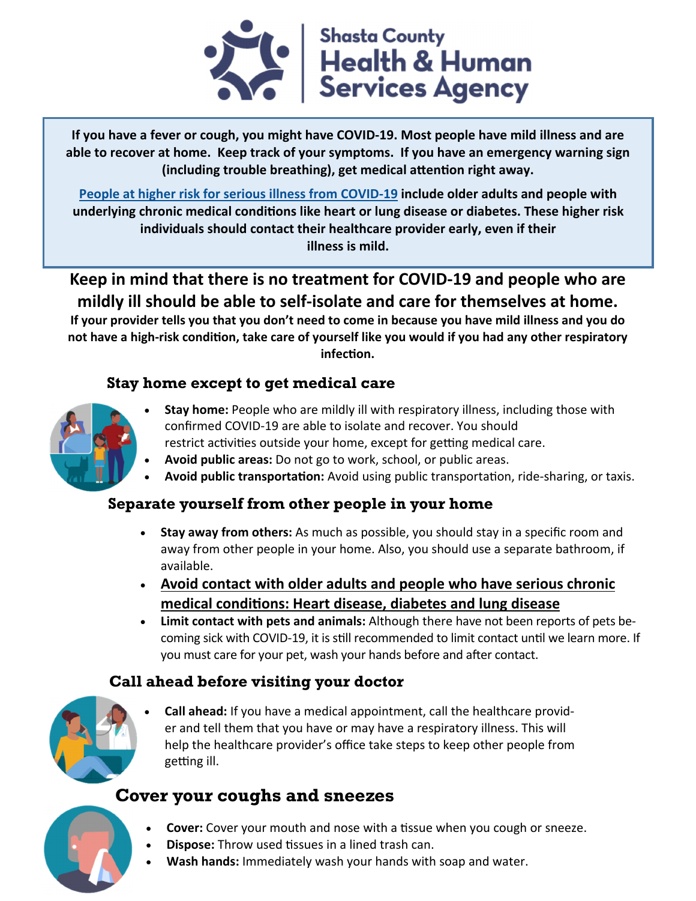# Shasta County Health & Human Services Agency

**If you have a fever or cough, you might have COVID-19. Most people have mild illness and are able to recover at home. Keep track of your symptoms. If you have an emergency warning sign (including trouble breathing), get medical attention right away.**

**People at higher risk for serious illness from COVID-19 include older adults and people with underlying chronic medical conditions like heart or lung disease or diabetes. These higher risk individuals should contact their healthcare provider early, even if their illness is mild.**

## Keep in mind that there is no treatment for COVID-19 and people who are mildly ill should be able to self-isolate and care for themselves at home.

**If your provider tells you that you don't need to come in because you have mild illness and you do not have a high-risk condition, take care of yourself like you would if you had any other respiratory infection.**

### Stay home except to get medical care

- **Stay home:** People who are mildly ill with respiratory illness, including those with confirmed COVID-19 are able to isolate and recover. You should restrict activities outside your home, except for getting medical care.
- **Avoid public areas:** Do not go to work, school, or public areas.
- **Avoid public transportation:** Avoid using public transportation, ride-sharing, or taxis.

### Separate yourself from other people in your home

- **Stay away from others:** As much as possible, you should stay in a specific room and away from other people in your home. Also, you should use a separate bathroom, if available.
- **Avoid contact with older adults and people who have serious chronic medical conditions: Heart disease, diabetes and lung disease**
- **Limit contact with pets and animals:** Although there have not been reports of pets becoming sick with COVID-19, it is still recommended to limit contact until we learn more. If you must care for your pet, wash your hands before and after contact.

### Call ahead before visiting your doctor

- **Call ahead:** If you have a medical appointment, call the healthcare provider and tell them that you have or may have a respiratory illness. This will help the healthcare provider's office take steps to keep other people from getting ill.

### Cover your coughs and sneezes

- **Cover:** Cover your mouth and nose with a tissue when you cough or sneeze.
- **Dispose:** Throw used tissues in a lined trash can.
- **Wash hands:** Immediately wash your hands with soap and water.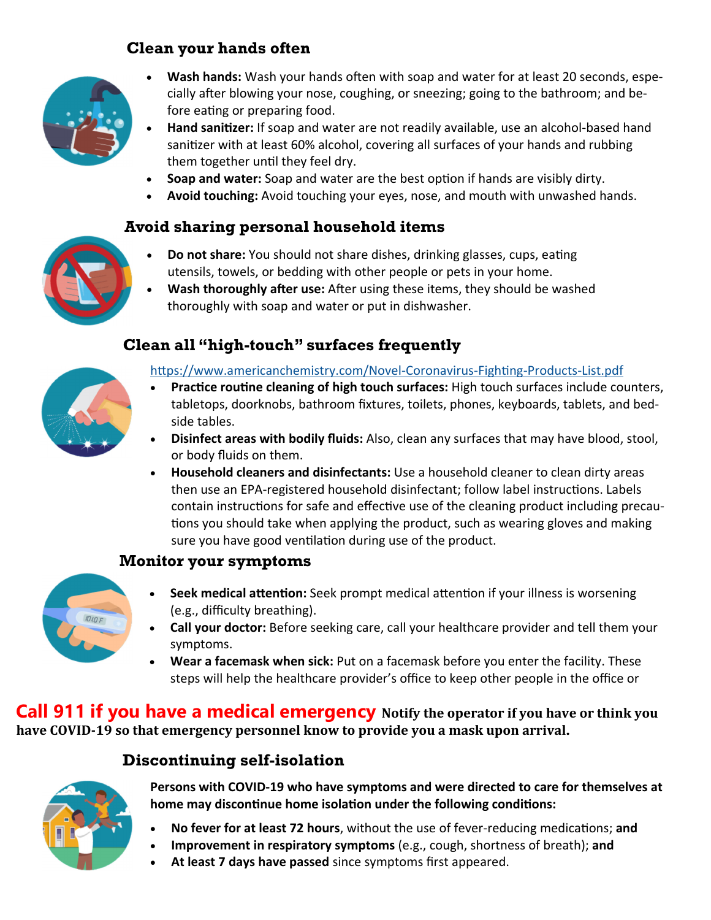## Clean your hands often

- **Wash hands:** Wash your hands often with soap and water for at least 20 seconds, especially after blowing your nose, coughing, or sneezing; going to the bathroom; and before eating or preparing food.
- **Hand sanitizer:** If soap and water are not readily available, use an alcohol-based hand sanitizer with at least 60% alcohol, covering all surfaces of your hands and rubbing them together until they feel dry.
- **Soap and water:** Soap and water are the best option if hands are visibly dirty.
- **Avoid touching:** Avoid touching your eyes, nose, and mouth with unwashed hands.

## Avoid sharing personal household items

- **Do not share:** You should not share dishes, drinking glasses, cups, eating utensils, towels, or bedding with other people or pets in your home.
- **Wash thoroughly after use:** After using these items, they should be washed thoroughly with soap and water or put in dishwasher.

## Clean all "high-touch" surfaces frequently

https://www.americanchemistry.com/Novel-Coronavirus-Fighting-Products-List.pdf

- **Practice routine cleaning of high touch surfaces:** High touch surfaces include counters, tabletops, doorknobs, bathroom fixtures, toilets, phones, keyboards, tablets, and bedside tables.
- **Disinfect areas with bodily fluids:** Also, clean any surfaces that may have blood, stool, or body fluids on them.
- **Household cleaners and disinfectants:** Use a household cleaner to clean dirty areas then use an EPA-registered household disinfectant; follow label instructions. Labels contain instructions for safe and effective use of the cleaning product including precautions you should take when applying the product, such as wearing gloves and making sure you have good ventilation during use of the product.

## Monitor your symptoms

- **Seek medical attention:** Seek prompt medical attention if your illness is worsening (e.g., difficulty breathing).
- **Call your doctor:** Before seeking care, call your healthcare provider and tell them your symptoms.
- **Wear a facemask when sick:** Put on a facemask before you enter the facility. These steps will help the healthcare provider's office to keep other people in the office or

**Call 911 if you have a medical emergency** **Notify the operator if you have or think you have COVID-19 so that emergency personnel know to provide you a mask upon arrival.**

## Discontinuing self-isolation

**Persons with COVID-19 who have symptoms and were directed to care for themselves at home may discontinue home isolation under the following conditions:**

- **No fever for at least 72 hours**, without the use of fever-reducing medications; **and**
- **Improvement in respiratory symptoms** (e.g., cough, shortness of breath); **and**
- **At least 7 days have passed** since symptoms first appeared.